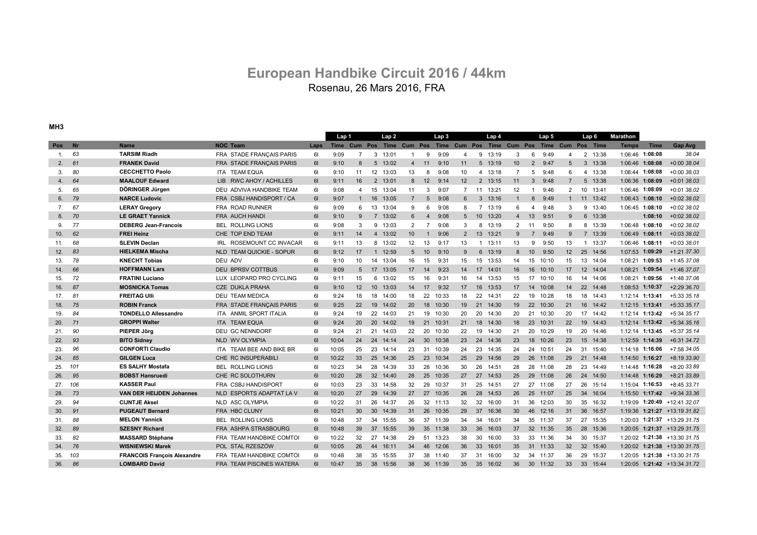# European Handbike Circuit 2016 / 44km

Rosenau, 26 Mars 2016, FRA

**MH3**

| Pos | Nr | Name | NOC | Team | Laps | Lap 1 Time | Cum | Pos | Lap 2 Time | Cum | Pos | Lap 3 Time | Cum | Pos | Lap 4 Time | Cum | Pos | Lap 5 Time | Cum | Pos | Lap 6 Time | Marathon Temps | Time | Gap Avg |
|---|---|---|---|---|---|---|---|---|---|---|---|---|---|---|---|---|---|---|---|---|---|---|---|---|
| 1. | 63 | **TARSIM Riadh** | FRA | STADE FRANÇAIS PARIS | 6l | 9:09 | 7 | 3 | 13:01 | 1 | 9 | 9:09 | 4 | 9 | 13:19 | 3 | 6 | 9:49 | 4 | 2 | 13:38 | 1:06:46 | **1:08:08** | 38.04 |
| 2. | 61 | **FRANEK David** | FRA | STADE FRANÇAIS PARIS | 6l | 9:10 | 8 | 5 | 13:02 | 4 | 11 | 9:10 | 11 | 5 | 13:19 | 10 | 2 | 9:47 | 5 | 3 | 13:38 | 1:06:46 | **1:08:08** | +0:00 38.04 |
| 3. | 80 | **CECCHETTO Paolo** | ITA | TEAM EQUA | 6l | 9:10 | 11 | 12 | 13:03 | 13 | 8 | 9:08 | 10 | 4 | 13:18 | 7 | 5 | 9:48 | 6 | 4 | 13:38 | 1:06:44 | **1:08:08** | +0:00 38.03 |
| 4. | 64 | **MAALOUF Edward** | LIB | RWC AHOY / ACHILLES | 6l | 9:11 | 16 | 2 | 13:01 | 8 | 12 | 9:14 | 12 | 2 | 13:15 | 11 | 3 | 9:48 | 7 | 5 | 13:38 | 1:06:36 | **1:08:09** | +0:01 38.03 |
| 5. | 65 | **DÖRINGER Jürgen** | DEU | ADVIVA HANDBIKE TEAM | 6l | 9:08 | 4 | 15 | 13:04 | 11 | 3 | 9:07 | 7 | 11 | 13:21 | 12 | 1 | 9:46 | 2 | 10 | 13:41 | 1:06:46 | **1:08:09** | +0:01 38.02 |
| 6. | 79 | **NARCE Ludovic** | FRA | CSBJ HANDISPORT / CA | 6l | 9:07 | 1 | 16 | 13:05 | 7 | 5 | 9:08 | 6 | 3 | 13:16 | 1 | 8 | 9:49 | 1 | 11 | 13:42 | 1:06:43 | **1:08:10** | +0:02 38.02 |
| 7. | 67 | **LERAY Gregory** | FRA | ROAD RUNNER | 6l | 9:09 | 6 | 13 | 13:04 | 9 | 6 | 9:08 | 8 | 7 | 13:19 | 6 | 4 | 9:48 | 3 | 9 | 13:40 | 1:06:45 | **1:08:10** | +0:02 38.02 |
| 8. | 70 | **LE GRAET Yannick** | FRA | AUCH HANDI | 6l | 9:10 | 9 | 7 | 13:02 | 6 | 4 | 9:08 | 5 | 10 | 13:20 | 4 | 13 | 9:51 | 9 | 6 | 13:38 | | **1:08:10** | +0:02 38.02 |
| 9. | 77 | **DEBERG Jean-Francois** | BEL | ROLLING LIONS | 6l | 9:08 | 3 | 9 | 13:03 | 2 | 7 | 9:08 | 3 | 8 | 13:19 | 2 | 11 | 9:50 | 8 | 8 | 13:39 | 1:06:48 | **1:08:10** | +0:02 38.02 |
| 10. | 62 | **FREI Heinz** | CHE | TOP END TEAM | 6l | 9:11 | 14 | 4 | 13:02 | 10 | 1 | 9:06 | 2 | 13 | 13:21 | 9 | 7 | 9:49 | 9 | 7 | 13:39 | 1:06:49 | **1:08:11** | +0:03 38.02 |
| 11. | 68 | **SLEVIN Declan** | IRL | ROSEMOUNT CC INVACAR | 6l | 9:11 | 13 | 8 | 13:02 | 12 | 13 | 9:17 | 13 | 1 | 13:11 | 13 | 9 | 9:50 | 13 | 1 | 13:37 | 1:06:46 | **1:08:11** | +0:03 38.01 |
| 12. | 83 | **HIELKEMA Mischa** | NLD | TEAM QUICKIE - SOPUR | 6l | 9:12 | 17 | 1 | 12:59 | 5 | 10 | 9:10 | 9 | 6 | 13:19 | 8 | 10 | 9:50 | 12 | 25 | 14:56 | 1:07:53 | **1:09:29** | +1:21 37.30 |
| 13. | 78 | **KNECHT Tobias** | DEU | ADV | 6l | 9:10 | 10 | 14 | 13:04 | 16 | 15 | 9:31 | 15 | 15 | 13:53 | 14 | 15 | 10:10 | 15 | 13 | 14:04 | 1:08:21 | **1:09:53** | +1:45 37.08 |
| 14. | 66 | **HOFFMANN Lars** | DEU | BPRSV COTTBUS | 6l | 9:09 | 5 | 17 | 13:05 | 17 | 14 | 9:23 | 14 | 17 | 14:01 | 16 | 16 | 10:10 | 17 | 12 | 14:04 | 1:08:21 | **1:09:54** | +1:46 37.07 |
| 15. | 72 | **FRATINI Luciano** | LUX | LEOPARD PRO CYCLING | 6l | 9:11 | 15 | 6 | 13:02 | 15 | 16 | 9:31 | 16 | 14 | 13:53 | 15 | 17 | 10:10 | 16 | 14 | 14:06 | 1:08:21 | **1:09:56** | +1:48 37.06 |
| 16. | 87 | **MOSNICKA Tomas** | CZE | DUKLA PRAHA | 6l | 9:10 | 12 | 10 | 13:03 | 14 | 17 | 9:32 | 17 | 16 | 13:53 | 17 | 14 | 10:08 | 14 | 22 | 14:48 | 1:08:53 | **1:10:37** | +2:29 36.70 |
| 17. | 81 | **FREITAG Ulli** | DEU | TEAM MEDICA | 6l | 9:24 | 18 | 18 | 14:00 | 18 | 22 | 10:33 | 18 | 22 | 14:31 | 22 | 19 | 10:28 | 18 | 18 | 14:43 | 1:12:14 | **1:13:41** | +5:33 35.18 |
| 18. | 75 | **ROBIN Franck** | FRA | STADE FRANÇAIS PARIS | 6l | 9:25 | 22 | 19 | 14:02 | 20 | 18 | 10:30 | 19 | 21 | 14:30 | 19 | 22 | 10:30 | 21 | 16 | 14:42 | 1:12:15 | **1:13:41** | +5:33 35.17 |
| 19. | 84 | **TONDELLO Allessandro** | ITA | ANMIL SPORT ITALIA | 6l | 9:24 | 19 | 22 | 14:03 | 21 | 19 | 10:30 | 20 | 20 | 14:30 | 20 | 21 | 10:30 | 20 | 17 | 14:42 | 1:12:14 | **1:13:42** | +5:34 35.17 |
| 20. | 71 | **GROPPI Walter** | ITA | TEAM EQUA | 6l | 9:24 | 20 | 20 | 14:02 | 19 | 21 | 10:31 | 21 | 18 | 14:30 | 18 | 23 | 10:31 | 22 | 19 | 14:43 | 1:12:14 | **1:13:42** | +5:34 35.16 |
| 21. | 90 | **PIEPER Jörg** | DEU | GC NENNDORF | 6l | 9:24 | 21 | 21 | 14:03 | 22 | 20 | 10:30 | 22 | 19 | 14:30 | 21 | 20 | 10:29 | 19 | 20 | 14:46 | 1:12:14 | **1:13:45** | +5:37 35.14 |
| 22. | 93 | **BITO Sidney** | NLD | WV OLYMPIA | 6l | 10:04 | 24 | 24 | 14:14 | 24 | 30 | 10:38 | 23 | 24 | 14:36 | 23 | 18 | 10:26 | 23 | 15 | 14:38 | 1:12:59 | **1:14:39** | +6:31 34.72 |
| 23. | 96 | **CONFORTI Claudio** | ITA | TEAM BEE AND BIKE BR | 6l | 10:05 | 25 | 23 | 14:14 | 23 | 31 | 10:39 | 24 | 23 | 14:35 | 24 | 24 | 10:51 | 24 | 31 | 15:40 | 1:14:18 | **1:16:06** | +7:58 34.05 |
| 24. | 85 | **GILGEN Luca** | CHE | RC INSUPERABILI | 6l | 10:22 | 33 | 25 | 14:36 | 25 | 23 | 10:34 | 25 | 29 | 14:56 | 29 | 26 | 11:08 | 29 | 21 | 14:48 | 1:14:50 | **1:16:27** | +8:19 33.90 |
| 25. | 101 | **ES SALHY Mostafa** | BEL | ROLLING LIONS | 6l | 10:23 | 34 | 28 | 14:39 | 33 | 28 | 10:36 | 30 | 26 | 14:51 | 28 | 28 | 11:08 | 28 | 23 | 14:49 | 1:14:48 | **1:16:28** | +8:20 33.89 |
| 26. | 95 | **BOBST Hansruedi** | CHE | RC SOLOTHURN | 6l | 10:20 | 28 | 32 | 14:40 | 28 | 25 | 10:35 | 27 | 27 | 14:53 | 25 | 29 | 11:08 | 26 | 24 | 14:50 | 1:14:48 | **1:16:29** | +8:21 33.89 |
| 27. | 106 | **KASSER Paul** | FRA | CSBJ HANDISPORT | 6l | 10:03 | 23 | 33 | 14:58 | 32 | 29 | 10:37 | 31 | 25 | 14:51 | 27 | 27 | 11:08 | 27 | 26 | 15:14 | 1:15:04 | **1:16:53** | +8:45 33.71 |
| 28. | 73 | **VAN DER HEIJDEN Johannes** | NLD | ESPORTS ADAPTAT LA V | 6l | 10:20 | 27 | 29 | 14:39 | 27 | 27 | 10:35 | 26 | 28 | 14:53 | 26 | 25 | 11:07 | 25 | 34 | 16:04 | 1:15:50 | **1:17:42** | +9:34 33.36 |
| 29. | 94 | **CIJNTJE Aksel** | NLD | ASC OLYMPIA | 6l | 10:22 | 31 | 26 | 14:37 | 26 | 32 | 11:13 | 32 | 32 | 16:00 | 31 | 36 | 12:03 | 30 | 35 | 16:32 | 1:19:09 | **1:20:49** | +12:41 32.07 |
| 30. | 91 | **PUGEAUT Bernard** | FRA | HBC CLUNY | 6l | 10:21 | 30 | 30 | 14:39 | 31 | 26 | 10:35 | 29 | 37 | 16:36 | 30 | 46 | 12:16 | 31 | 36 | 16:57 | 1:19:36 | **1:21:27** | +13:19 31.82 |
| 31. | 88 | **MELON Yannick** | BEL | ROLLING LIONS | 6l | 10:48 | 37 | 34 | 15:55 | 36 | 37 | 11:39 | 34 | 34 | 16:01 | 34 | 35 | 11:37 | 37 | 27 | 15:35 | 1:20:03 | **1:21:37** | +13:29 31.75 |
| 32. | 89 | **SZESNY Richard** | FRA | ASHPA STRASBOURG | 6l | 10:48 | 39 | 37 | 15:55 | 39 | 35 | 11:38 | 33 | 36 | 16:03 | 37 | 32 | 11:35 | 35 | 28 | 15:36 | 1:20:05 | **1:21:37** | +13:29 31.75 |
| 33. | 82 | **MASSARD Stéphane** | FRA | TEAM HANDBIKE COMTOI | 6l | 10:22 | 32 | 27 | 14:38 | 29 | 51 | 13:23 | 38 | 30 | 16:00 | 33 | 33 | 11:36 | 34 | 30 | 15:37 | 1:20:02 | **1:21:38** | +13:30 31.75 |
| 34. | 76 | **WISNIEWSKI Marek** | POL | STAL RZESZÓW | 6l | 10:05 | 26 | 44 | 16:11 | 34 | 46 | 12:06 | 36 | 33 | 16:01 | 35 | 31 | 11:33 | 32 | 32 | 15:40 | 1:20:02 | **1:21:38** | +13:30 31.75 |
| 35. | 103 | **FRANCOIS François Alexandre** | FRA | TEAM HANDBIKE COMTOI | 6l | 10:48 | 38 | 35 | 15:55 | 37 | 38 | 11:40 | 37 | 31 | 16:00 | 32 | 34 | 11:37 | 36 | 29 | 15:37 | 1:20:05 | **1:21:38** | +13:30 31.75 |
| 36. | 86 | **LOMBARD David** | FRA | TEAM PISCINES WATERA | 6l | 10:47 | 35 | 38 | 15:56 | 38 | 36 | 11:39 | 35 | 35 | 16:02 | 36 | 30 | 11:32 | 33 | 33 | 15:44 | 1:20:05 | **1:21:42** | +13:34 31.72 |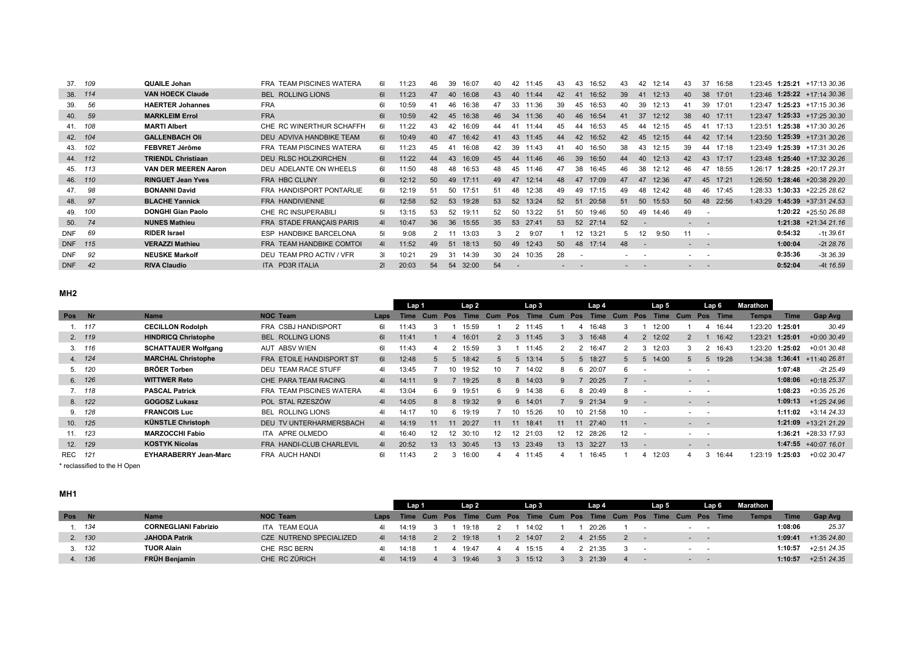| Pos | Nr | Name | NOC Team | Laps | Lap 1 Time | Cum | Pos | Lap 2 Time | Cum | Pos | Lap 3 Time | Cum | Pos | Lap 4 Time | Cum | Pos | Lap 5 Time | Cum | Pos | Lap 6 Time | Marathon Temps | Time | Gap Avg |
|---|---|---|---|---|---|---|---|---|---|---|---|---|---|---|---|---|---|---|---|---|---|---|---|
| 37. | 109 | **QUAILE Johan** | FRA TEAM PISCINES WATERA | 6l | 11:23 | 46 | 39 | 16:07 | 40 | 42 | 11:45 | 43 | 43 | 16:52 | 43 | 42 | 12:14 | 43 | 37 | 16:58 | 1:23:45 | **1:25:21** | +17:13 *30.36* |
| 38. | 114 | **VAN HOECK Claude** | BEL ROLLING LIONS | 6l | 11:23 | 47 | 40 | 16:08 | 43 | 40 | 11:44 | 42 | 41 | 16:52 | 39 | 41 | 12:13 | 40 | 38 | 17:01 | 1:23:46 | **1:25:22** | +17:14 *30.36* |
| 39. | 56 | **HAERTER Johannes** | FRA | 6l | 10:59 | 41 | 46 | 16:38 | 47 | 33 | 11:36 | 39 | 45 | 16:53 | 40 | 39 | 12:13 | 41 | 39 | 17:01 | 1:23:47 | **1:25:23** | +17:15 *30.36* |
| 40. | 59 | **MARKLEIM Errol** | FRA | 6l | 10:59 | 42 | 45 | 16:38 | 46 | 34 | 11:36 | 40 | 46 | 16:54 | 41 | 37 | 12:12 | 38 | 40 | 17:11 | 1:23:47 | **1:25:33** | +17:25 *30.30* |
| 41. | 108 | **MARTI Albert** | CHE RC WINERTHUR SCHAFFH | 6l | 11:22 | 43 | 42 | 16:09 | 44 | 41 | 11:44 | 45 | 44 | 16:53 | 45 | 44 | 12:15 | 45 | 41 | 17:13 | 1:23:51 | **1:25:38** | +17:30 *30.26* |
| 42. | 104 | **GALLENBACH Oli** | DEU ADVIVA HANDBIKE TEAM | 6l | 10:49 | 40 | 47 | 16:42 | 41 | 43 | 11:45 | 44 | 42 | 16:52 | 42 | 45 | 12:15 | 44 | 42 | 17:14 | 1:23:50 | **1:25:39** | +17:31 *30.26* |
| 43. | 102 | **FEBVRET Jérôme** | FRA TEAM PISCINES WATERA | 6l | 11:23 | 45 | 41 | 16:08 | 42 | 39 | 11:43 | 41 | 40 | 16:50 | 38 | 43 | 12:15 | 39 | 44 | 17:18 | 1:23:49 | **1:25:39** | +17:31 *30.26* |
| 44. | 112 | **TRIENDL Christiaan** | DEU RLSC HOLZKIRCHEN | 6l | 11:22 | 44 | 43 | 16:09 | 45 | 44 | 11:46 | 46 | 39 | 16:50 | 44 | 40 | 12:13 | 42 | 43 | 17:17 | 1:23:48 | **1:25:40** | +17:32 *30.26* |
| 45. | 113 | **VAN DER MEEREN Aaron** | DEU ADELANTE ON WHEELS | 6l | 11:50 | 48 | 48 | 16:53 | 48 | 45 | 11:46 | 47 | 38 | 16:45 | 46 | 38 | 12:12 | 46 | 47 | 18:55 | 1:26:17 | **1:28:25** | +20:17 *29.31* |
| 46. | 110 | **RINGUET Jean Yves** | FRA HBC CLUNY | 6l | 12:12 | 50 | 49 | 17:11 | 49 | 47 | 12:14 | 48 | 47 | 17:09 | 47 | 47 | 12:36 | 47 | 45 | 17:21 | 1:26:50 | **1:28:46** | +20:38 *29.20* |
| 47. | 98 | **BONANNI David** | FRA HANDISPORT PONTARLIE | 6l | 12:19 | 51 | 50 | 17:51 | 51 | 48 | 12:38 | 49 | 49 | 17:15 | 49 | 48 | 12:42 | 48 | 46 | 17:45 | 1:28:33 | **1:30:33** | +22:25 *28.62* |
| 48. | 97 | **BLACHE Yannick** | FRA HANDIVIENNE | 6l | 12:58 | 52 | 53 | 19:28 | 53 | 52 | 13:24 | 52 | 51 | 20:58 | 51 | 50 | 15:53 | 50 | 48 | 22:56 | 1:43:29 | **1:45:39** | +37:31 *24.53* |
| 49. | 100 | **DONGHI Gian Paolo** | CHE RC INSUPERABILI | 5l | 13:15 | 53 | 52 | 19:11 | 52 | 50 | 13:22 | 51 | 50 | 19:46 | 50 | 49 | 14:46 | 49 | - | | | **1:20:22** | +25:50 *26.88* |
| 50. | 74 | **NUNES Mathieu** | FRA STADE FRANÇAIS PARIS | 4l | 10:47 | 36 | 36 | 15:55 | 35 | 53 | 27:41 | 53 | 52 | 27:14 | 52 | - | | - | - | | | **1:21:38** | +21:34 *21.16* |
| DNF | 69 | **RIDER Israel** | ESP HANDBIKE BARCELONA | 5l | 9:08 | 2 | 11 | 13:03 | 3 | 2 | 9:07 | 1 | 12 | 13:21 | 5 | 12 | 9:50 | 11 | - | | | **0:54:32** | -1t *39.61* |
| DNF | 115 | **VERAZZI Mathieu** | FRA TEAM HANDBIKE COMTOI | 4l | 11:52 | 49 | 51 | 18:13 | 50 | 49 | 12:43 | 50 | 48 | 17:14 | 48 | - | | - | - | | | **1:00:04** | -2t *28.76* |
| DNF | 92 | **NEUSKE Markolf** | DEU TEAM PRO ACTIV / VFR | 3l | 10:21 | 29 | 31 | 14:39 | 30 | 24 | 10:35 | 28 | - | | - | - | | - | - | | | **0:35:36** | -3t *36.39* |
| DNF | 42 | **RIVA Claudio** | ITA PD3R ITALIA | 2l | 20:03 | 54 | 54 | 32:00 | 54 | - | | - | - | | - | - | | - | - | | | **0:52:04** | -4t *16.59* |

## MH2

| Pos | Nr | Name | NOC Team | Laps | Lap 1 Time | Cum | Pos | Lap 2 Time | Cum | Pos | Lap 3 Time | Cum | Pos | Lap 4 Time | Cum | Pos | Lap 5 Time | Cum | Pos | Lap 6 Time | Marathon Temps | Time | Gap Avg |
|---|---|---|---|---|---|---|---|---|---|---|---|---|---|---|---|---|---|---|---|---|---|---|---|
| 1. | 117 | **CECILLON Rodolph** | FRA CSBJ HANDISPORT | 6l | 11:43 | 3 | 1 | 15:59 | 1 | 2 | 11:45 | 1 | 4 | 16:48 | 3 | 1 | 12:00 | 1 | 4 | 16:44 | 1:23:20 | **1:25:01** | *30.49* |
| 2. | 119 | **HINDRICQ Christophe** | BEL ROLLING LIONS | 6l | 11:41 | 1 | 4 | 16:01 | 2 | 3 | 11:45 | 3 | 3 | 16:48 | 4 | 2 | 12:02 | 2 | 1 | 16:42 | 1:23:21 | **1:25:01** | +0:00 *30.49* |
| 3. | 116 | **SCHATTAUER Wolfgang** | AUT ABSV WIEN | 6l | 11:43 | 4 | 2 | 15:59 | 3 | 1 | 11:45 | 2 | 2 | 16:47 | 2 | 3 | 12:03 | 3 | 2 | 16:43 | 1:23:20 | **1:25:02** | +0:01 *30.48* |
| 4. | 124 | **MARCHAL Christophe** | FRA ETOILE HANDISPORT ST | 6l | 12:48 | 5 | 5 | 18:42 | 5 | 5 | 13:14 | 5 | 5 | 18:27 | 5 | 5 | 14:00 | 5 | 5 | 19:28 | 1:34:38 | **1:36:41** | +11:40 *26.81* |
| 5. | 120 | **BRÖER Torben** | DEU TEAM RACE STUFF | 4l | 13:45 | 7 | 10 | 19:52 | 10 | 7 | 14:02 | 8 | 6 | 20:07 | 6 | - | | - | - | | | **1:07:48** | -2t *25.49* |
| 6. | 126 | **WITTWER Reto** | CHE PARA TEAM RACING | 4l | 14:11 | 9 | 7 | 19:25 | 8 | 8 | 14:03 | 9 | 7 | 20:25 | 7 | - | | - | - | | | **1:08:06** | +0:18 *25.37* |
| 7. | 118 | **PASCAL Patrick** | FRA TEAM PISCINES WATERA | 4l | 13:04 | 6 | 9 | 19:51 | 6 | 9 | 14:38 | 6 | 8 | 20:49 | 8 | - | | - | - | | | **1:08:23** | +0:35 *25.26* |
| 8. | 122 | **GOGOSZ Lukasz** | POL STAL RZESZÓW | 4l | 14:05 | 8 | 8 | 19:32 | 9 | 6 | 14:01 | 7 | 9 | 21:34 | 9 | - | | - | - | | | **1:09:13** | +1:25 *24.96* |
| 9. | 128 | **FRANCOIS Luc** | BEL ROLLING LIONS | 4l | 14:17 | 10 | 6 | 19:19 | 7 | 10 | 15:26 | 10 | 10 | 21:58 | 10 | - | | - | - | | | **1:11:02** | +3:14 *24.33* |
| 10. | 125 | **KÜNSTLE Christoph** | DEU TV UNTERHARMERSBACH | 4l | 14:19 | 11 | 11 | 20:27 | 11 | 11 | 18:41 | 11 | 11 | 27:40 | 11 | - | | - | - | | | **1:21:09** | +13:21 *21.29* |
| 11. | 123 | **MARZOCCHI Fabio** | ITA APRE OLMEDO | 4l | 16:40 | 12 | 12 | 30:10 | 12 | 12 | 21:03 | 12 | 12 | 28:26 | 12 | - | | - | - | | | **1:36:21** | +28:33 *17.93* |
| 12. | 129 | **KOSTYK Nicolas** | FRA HANDI-CLUB CHARLEVIL | 4l | 20:52 | 13 | 13 | 30:45 | 13 | 13 | 23:49 | 13 | 13 | 32:27 | 13 | - | | - | - | | | **1:47:55** | +40:07 *16.01* |
| REC | 121 | **EYHARABERRY Jean-Marc** | FRA AUCH HANDI | 6l | 11:43 | 2 | 3 | 16:00 | 4 | 4 | 11:45 | 4 | 1 | 16:45 | 1 | 4 | 12:03 | 4 | 3 | 16:44 | 1:23:19 | **1:25:03** | +0:02 *30.47* |

* reclassified to the H Open

## MH1

| Pos | Nr | Name | NOC Team | Laps | Lap 1 Time | Cum | Pos | Lap 2 Time | Cum | Pos | Lap 3 Time | Cum | Pos | Lap 4 Time | Cum | Pos | Lap 5 Time | Cum | Pos | Lap 6 Time | Marathon Temps | Time | Gap Avg |
|---|---|---|---|---|---|---|---|---|---|---|---|---|---|---|---|---|---|---|---|---|---|---|---|
| 1. | 134 | **CORNEGLIANI Fabrizio** | ITA TEAM EQUA | 4l | 14:19 | 3 | 1 | 19:18 | 2 | 1 | 14:02 | 1 | 1 | 20:26 | 1 | - | | - | - | | | **1:08:06** | *25.37* |
| 2. | 130 | **JAHODA Patrik** | CZE NUTREND SPECIALIZED | 4l | 14:18 | 2 | 2 | 19:18 | 1 | 2 | 14:07 | 2 | 4 | 21:55 | 2 | - | | - | - | | | **1:09:41** | +1:35 *24.80* |
| 3. | 132 | **TUOR Alain** | CHE RSC BERN | 4l | 14:18 | 1 | 4 | 19:47 | 4 | 4 | 15:15 | 4 | 2 | 21:35 | 3 | - | | - | - | | | **1:10:57** | +2:51 *24.35* |
| 4. | 136 | **FRÜH Benjamin** | CHE RC ZÜRICH | 4l | 14:19 | 4 | 3 | 19:46 | 3 | 3 | 15:12 | 3 | 3 | 21:39 | 4 | - | | - | - | | | **1:10:57** | +2:51 *24.35* |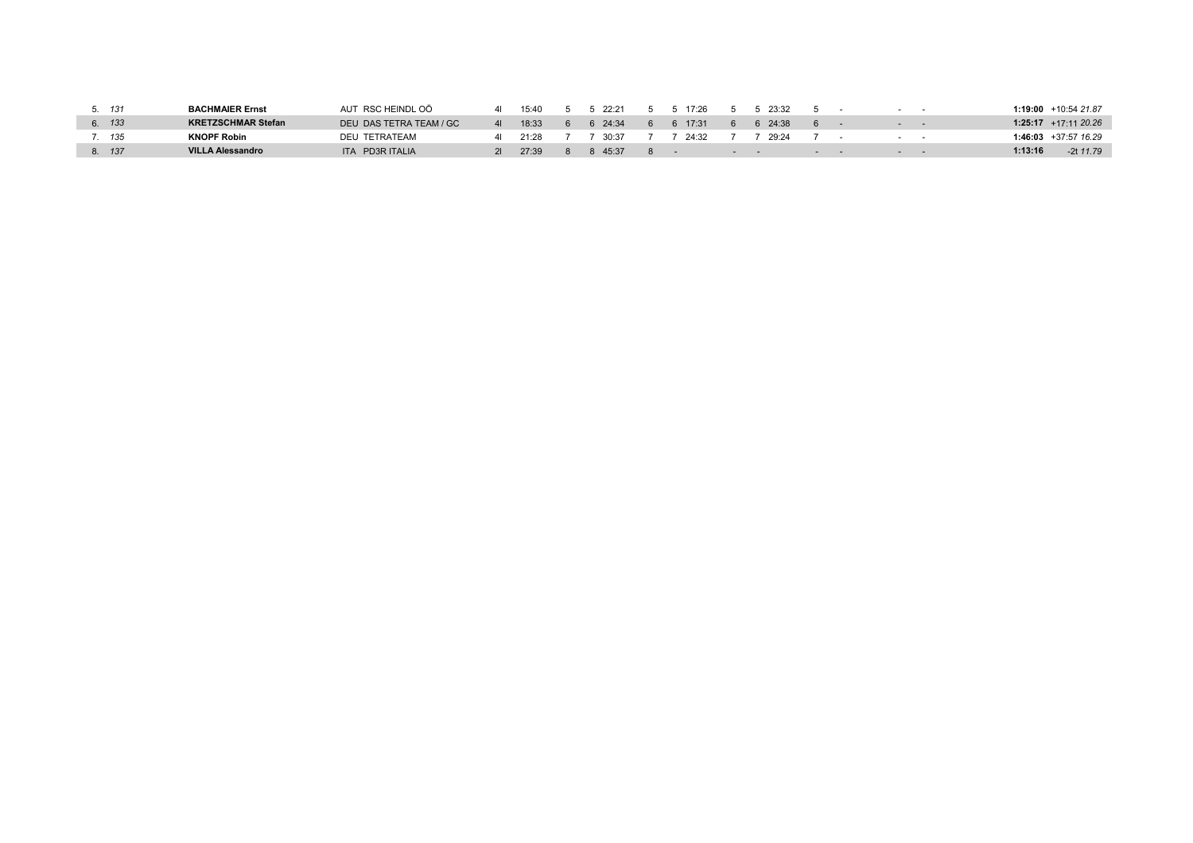| | | | | | | | | | | | | | | | | | | | | |
|---|---|---|---|---|---|---|---|---|---|---|---|---|---|---|---|---|---|---|---|---|
| 5. | *131* | **BACHMAIER Ernst** | AUT RSC HEINDL OÖ | 4l | 15:40 | 5 | 5 | 22:21 | 5 | 5 | 17:26 | 5 | 5 | 23:32 | 5 | - | - | - | **1:19:00** | +10:54 *21.87* |
| 6. | *133* | **KRETZSCHMAR Stefan** | DEU DAS TETRA TEAM / GC | 4l | 18:33 | 6 | 6 | 24:34 | 6 | 6 | 17:31 | 6 | 6 | 24:38 | 6 | - | - | - | **1:25:17** | +17:11 *20.26* |
| 7. | *135* | **KNOPF Robin** | DEU TETRATEAM | 4l | 21:28 | 7 | 7 | 30:37 | 7 | 7 | 24:32 | 7 | 7 | 29:24 | 7 | - | - | - | **1:46:03** | +37:57 *16.29* |
| 8. | *137* | **VILLA Alessandro** | ITA PD3R ITALIA | 2l | 27:39 | 8 | 8 | 45:37 | 8 | - | | - | - | | - | - | - | - | **1:13:16** | -2t *11.79* |